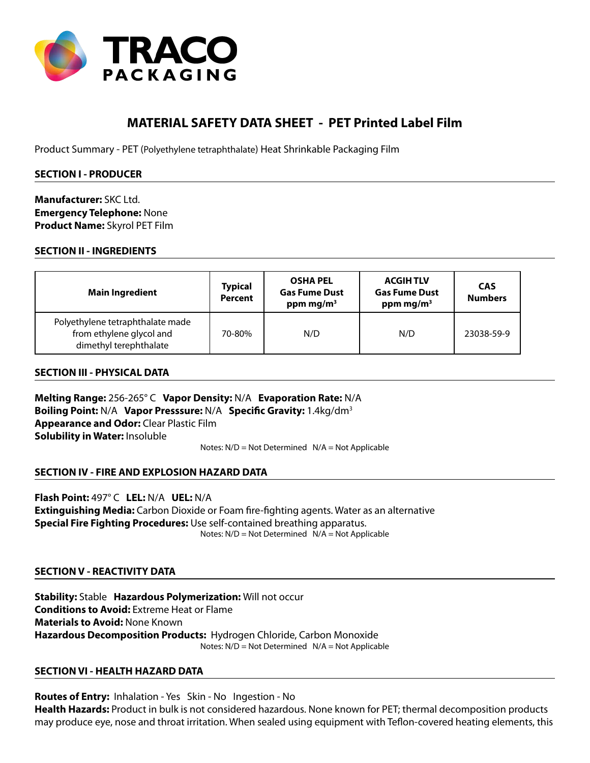TRACO PACKAGING

# MATERIAL SAFETY DATA SHEET - PET Printed Label Film

Product Summary - PET (Polyethylene tetraphthalate) Heat Shrinkable Packaging Film

## SECTION I - PRODUCER

**Manufacturer:** SKC Ltd.
**Emergency Telephone:** None
**Product Name:** Skyrol PET Film

## SECTION II - INGREDIENTS

| Main Ingredient | Typical Percent | OSHA PEL Gas Fume Dust ppm mg/m³ | ACGIH TLV Gas Fume Dust ppm mg/m³ | CAS Numbers |
|---|---|---|---|---|
| Polyethylene tetraphthalate made from ethylene glycol and dimethyl terephthalate | 70-80% | N/D | N/D | 23038-59-9 |

## SECTION III - PHYSICAL DATA

**Melting Range:** 256-265° C **Vapor Density:** N/A **Evaporation Rate:** N/A
**Boiling Point:** N/A **Vapor Presssure:** N/A **Specific Gravity:** 1.4kg/dm³
**Appearance and Odor:** Clear Plastic Film
**Solubility in Water:** Insoluble

Notes: N/D = Not Determined N/A = Not Applicable

## SECTION IV - FIRE AND EXPLOSION HAZARD DATA

**Flash Point:** 497° C **LEL:** N/A **UEL:** N/A
**Extinguishing Media:** Carbon Dioxide or Foam fire-fighting agents. Water as an alternative
**Special Fire Fighting Procedures:** Use self-contained breathing apparatus.

Notes: N/D = Not Determined N/A = Not Applicable

## SECTION V - REACTIVITY DATA

**Stability:** Stable **Hazardous Polymerization:** Will not occur
**Conditions to Avoid:** Extreme Heat or Flame
**Materials to Avoid:** None Known
**Hazardous Decomposition Products:** Hydrogen Chloride, Carbon Monoxide

Notes: N/D = Not Determined N/A = Not Applicable

## SECTION VI - HEALTH HAZARD DATA

**Routes of Entry:** Inhalation - Yes Skin - No Ingestion - No
**Health Hazards:** Product in bulk is not considered hazardous. None known for PET; thermal decomposition products may produce eye, nose and throat irritation. When sealed using equipment with Teflon-covered heating elements, this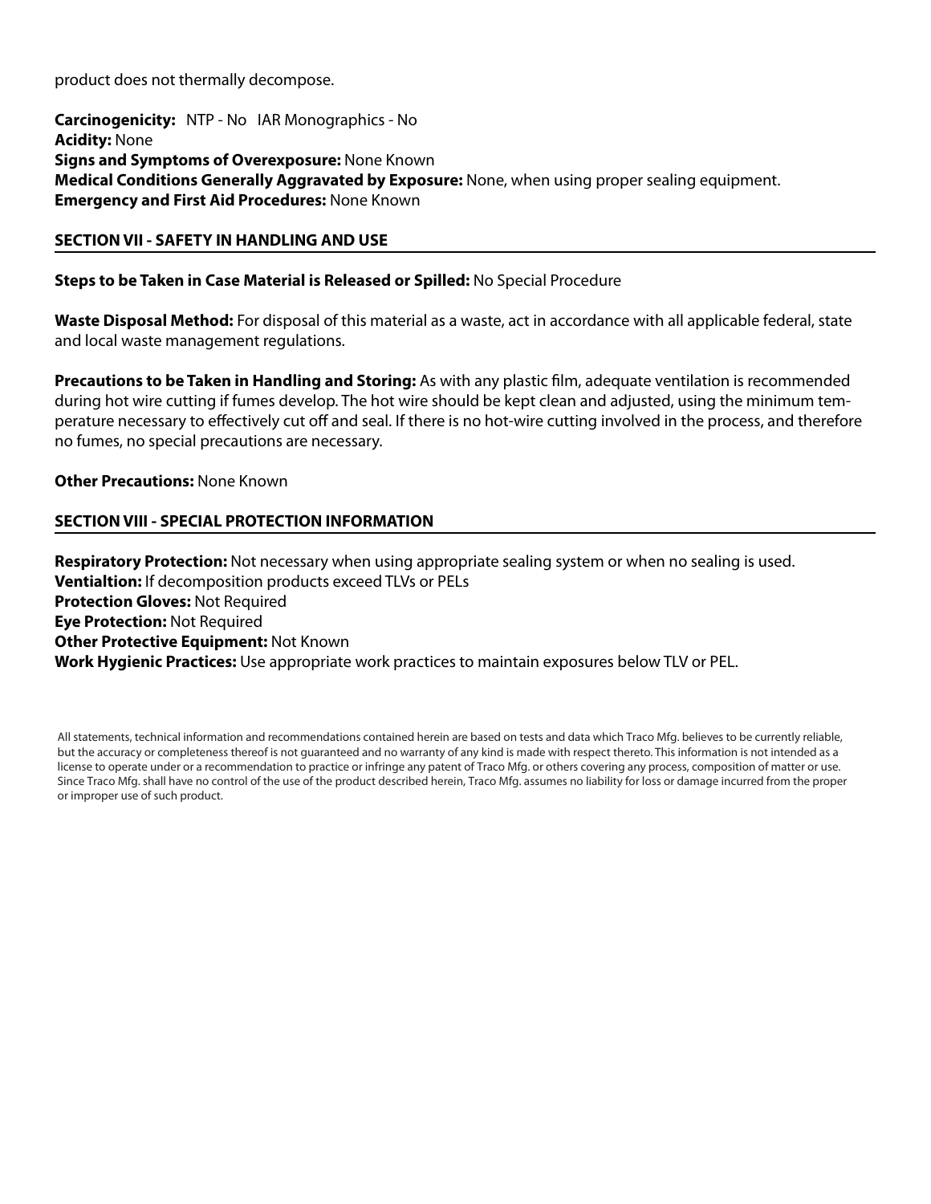product does not thermally decompose.

**Carcinogenicity:** NTP - No IAR Monographics - No
**Acidity:** None
**Signs and Symptoms of Overexposure:** None Known
**Medical Conditions Generally Aggravated by Exposure:** None, when using proper sealing equipment.
**Emergency and First Aid Procedures:** None Known

## SECTION VII - SAFETY IN HANDLING AND USE

**Steps to be Taken in Case Material is Released or Spilled:** No Special Procedure

**Waste Disposal Method:** For disposal of this material as a waste, act in accordance with all applicable federal, state and local waste management regulations.

**Precautions to be Taken in Handling and Storing:** As with any plastic film, adequate ventilation is recommended during hot wire cutting if fumes develop. The hot wire should be kept clean and adjusted, using the minimum temperature necessary to effectively cut off and seal. If there is no hot-wire cutting involved in the process, and therefore no fumes, no special precautions are necessary.

**Other Precautions:** None Known

## SECTION VIII - SPECIAL PROTECTION INFORMATION

**Respiratory Protection:** Not necessary when using appropriate sealing system or when no sealing is used.
**Ventialtion:** If decomposition products exceed TLVs or PELs
**Protection Gloves:** Not Required
**Eye Protection:** Not Required
**Other Protective Equipment:** Not Known
**Work Hygienic Practices:** Use appropriate work practices to maintain exposures below TLV or PEL.

All statements, technical information and recommendations contained herein are based on tests and data which Traco Mfg. believes to be currently reliable, but the accuracy or completeness thereof is not guaranteed and no warranty of any kind is made with respect thereto. This information is not intended as a license to operate under or a recommendation to practice or infringe any patent of Traco Mfg. or others covering any process, composition of matter or use. Since Traco Mfg. shall have no control of the use of the product described herein, Traco Mfg. assumes no liability for loss or damage incurred from the proper or improper use of such product.